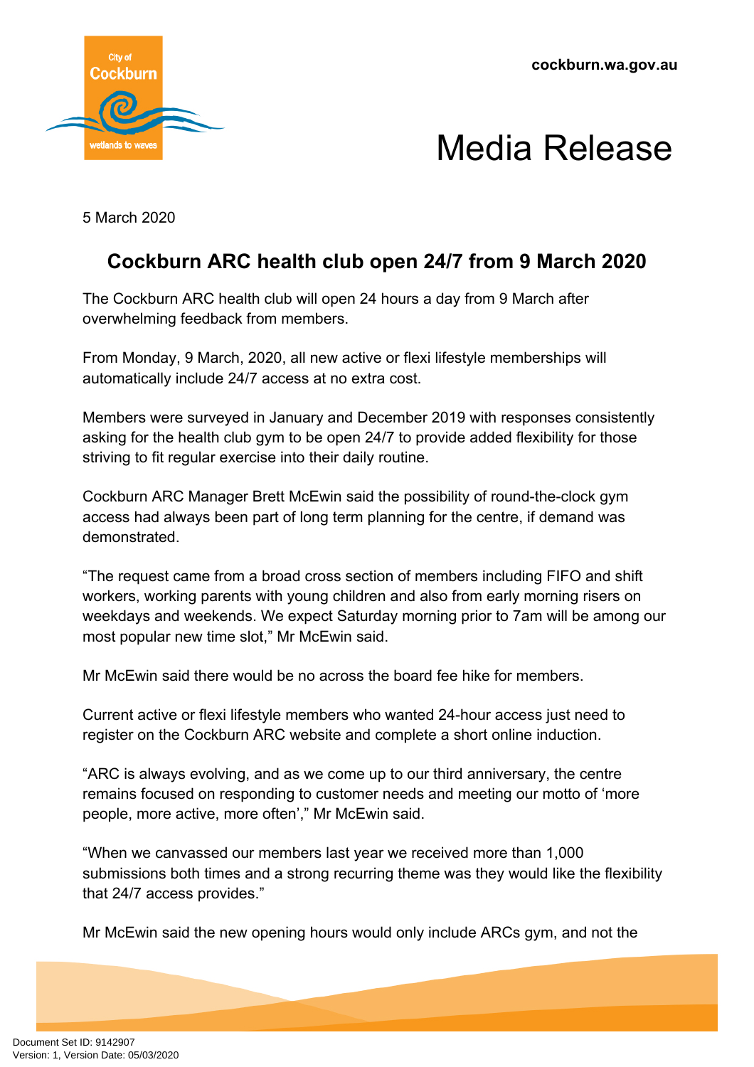cockburn.wa.gov.au

# Media Release

5 March 2020

## Cockburn ARC health club open 24/7 from 9 March 2020

The Cockburn ARC health club will open 24 hours a day from 9 March after overwhelming feedback from members.

From Monday, 9 March, 2020, all new active or flexi lifestyle memberships will automatically include 24/7 access at no extra cost.

Members were surveyed in January and December 2019 with responses consistently asking for the health club gym to be open 24/7 to provide added flexibility for those striving to fit regular exercise into their daily routine.

Cockburn ARC Manager Brett McEwin said the possibility of round-the-clock gym access had always been part of long term planning for the centre, if demand was demonstrated.

“The request came from a broad cross section of members including FIFO and shift workers, working parents with young children and also from early morning risers on weekdays and weekends. We expect Saturday morning prior to 7am will be among our most popular new time slot,” Mr McEwin said.

Mr McEwin said there would be no across the board fee hike for members.

Current active or flexi lifestyle members who wanted 24-hour access just need to register on the Cockburn ARC website and complete a short online induction.

“ARC is always evolving, and as we come up to our third anniversary, the centre remains focused on responding to customer needs and meeting our motto of ‘more people, more active, more often’,” Mr McEwin said.

“When we canvassed our members last year we received more than 1,000 submissions both times and a strong recurring theme was they would like the flexibility that 24/7 access provides.”

Mr McEwin said the new opening hours would only include ARCs gym, and not the

Document Set ID: 9142907
Version: 1, Version Date: 05/03/2020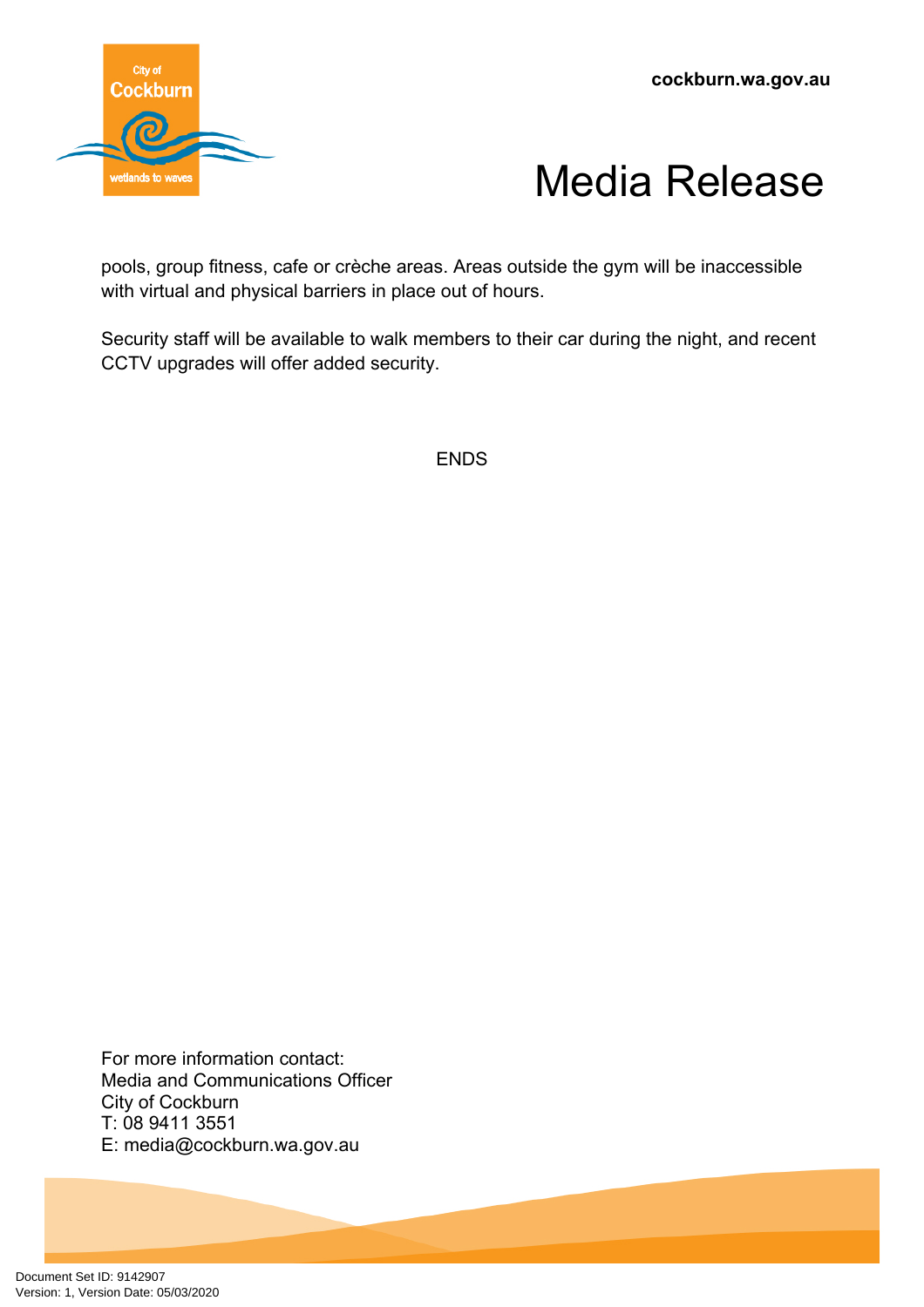pools, group fitness, cafe or crèche areas. Areas outside the gym will be inaccessible with virtual and physical barriers in place out of hours.

Security staff will be available to walk members to their car during the night, and recent CCTV upgrades will offer added security.

ENDS

For more information contact:
Media and Communications Officer
City of Cockburn
T: 08 9411 3551
E: media@cockburn.wa.gov.au